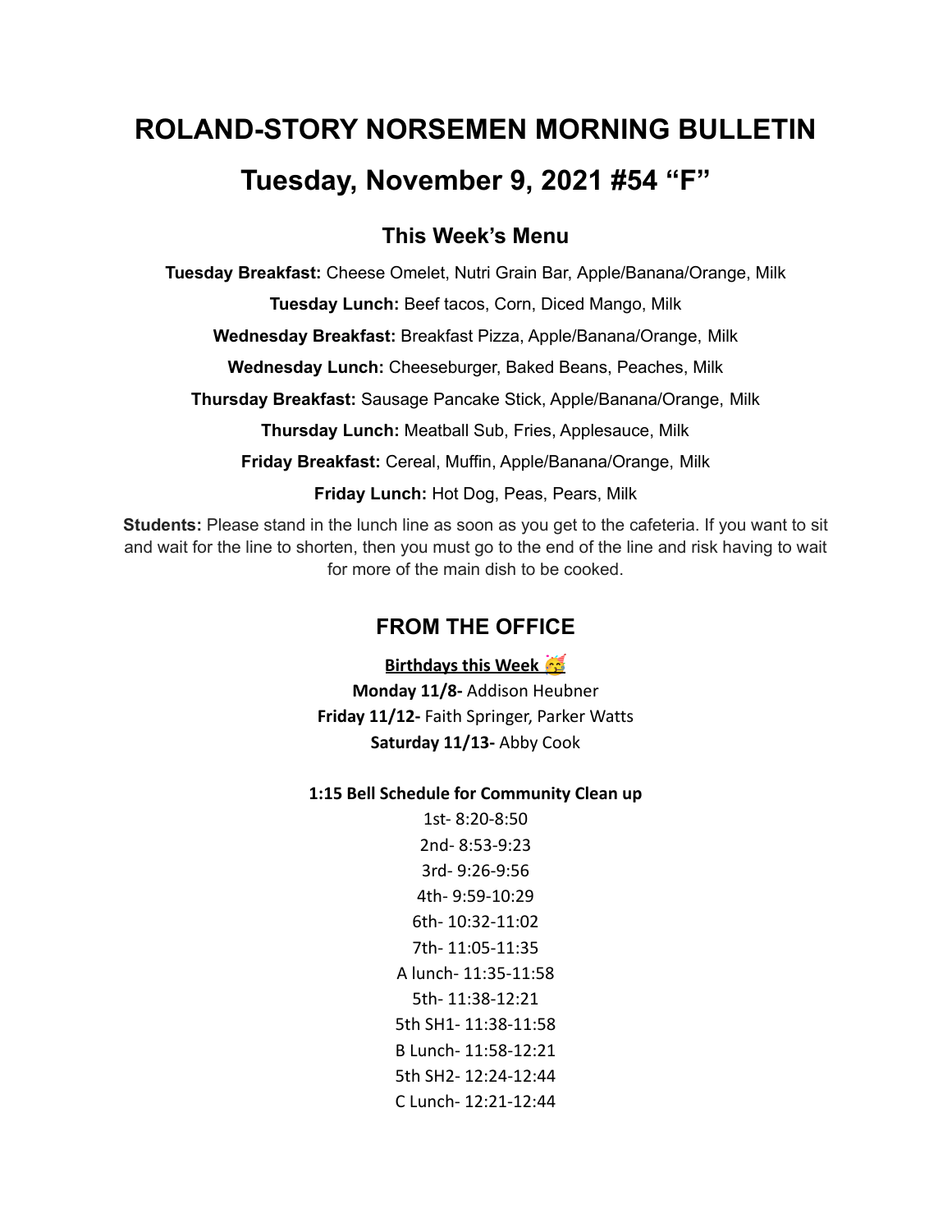# ROLAND-STORY NORSEMEN MORNING BULLETIN

# Tuesday, November 9, 2021 #54 "F"

## This Week's Menu

**Tuesday Breakfast:** Cheese Omelet, Nutri Grain Bar, Apple/Banana/Orange, Milk

**Tuesday Lunch:** Beef tacos, Corn, Diced Mango, Milk

**Wednesday Breakfast:** Breakfast Pizza, Apple/Banana/Orange, Milk

**Wednesday Lunch:** Cheeseburger, Baked Beans, Peaches, Milk

**Thursday Breakfast:** Sausage Pancake Stick, Apple/Banana/Orange, Milk

**Thursday Lunch:** Meatball Sub, Fries, Applesauce, Milk

**Friday Breakfast:** Cereal, Muffin, Apple/Banana/Orange, Milk

**Friday Lunch:** Hot Dog, Peas, Pears, Milk

**Students:** Please stand in the lunch line as soon as you get to the cafeteria. If you want to sit and wait for the line to shorten, then you must go to the end of the line and risk having to wait for more of the main dish to be cooked.

## FROM THE OFFICE

**Birthdays this Week 🥳**

**Monday 11/8-** Addison Heubner
**Friday 11/12-** Faith Springer, Parker Watts
**Saturday 11/13-** Abby Cook

**1:15 Bell Schedule for Community Clean up**

1st- 8:20-8:50
2nd- 8:53-9:23
3rd- 9:26-9:56
4th- 9:59-10:29
6th- 10:32-11:02
7th- 11:05-11:35
A lunch- 11:35-11:58
5th- 11:38-12:21
5th SH1- 11:38-11:58
B Lunch- 11:58-12:21
5th SH2- 12:24-12:44
C Lunch- 12:21-12:44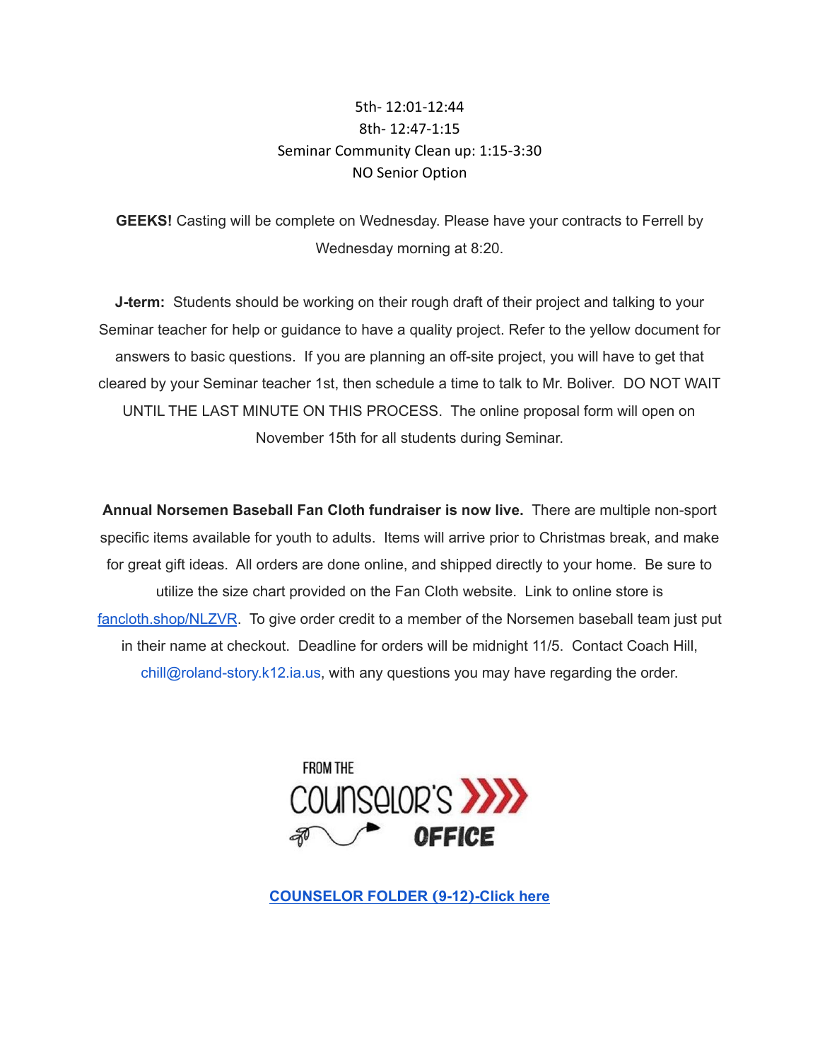5th- 12:01-12:44
8th- 12:47-1:15
Seminar Community Clean up: 1:15-3:30
NO Senior Option

**GEEKS!** Casting will be complete on Wednesday. Please have your contracts to Ferrell by Wednesday morning at 8:20.

**J-term:** Students should be working on their rough draft of their project and talking to your Seminar teacher for help or guidance to have a quality project. Refer to the yellow document for answers to basic questions. If you are planning an off-site project, you will have to get that cleared by your Seminar teacher 1st, then schedule a time to talk to Mr. Boliver. DO NOT WAIT UNTIL THE LAST MINUTE ON THIS PROCESS. The online proposal form will open on November 15th for all students during Seminar.

**Annual Norsemen Baseball Fan Cloth fundraiser is now live.** There are multiple non-sport specific items available for youth to adults. Items will arrive prior to Christmas break, and make for great gift ideas. All orders are done online, and shipped directly to your home. Be sure to utilize the size chart provided on the Fan Cloth website. Link to online store is fancloth.shop/NLZVR. To give order credit to a member of the Norsemen baseball team just put in their name at checkout. Deadline for orders will be midnight 11/5. Contact Coach Hill, chill@roland-story.k12.ia.us, with any questions you may have regarding the order.

FROM THE COUNSELOR'S OFFICE

**COUNSELOR FOLDER (9-12)-Click here**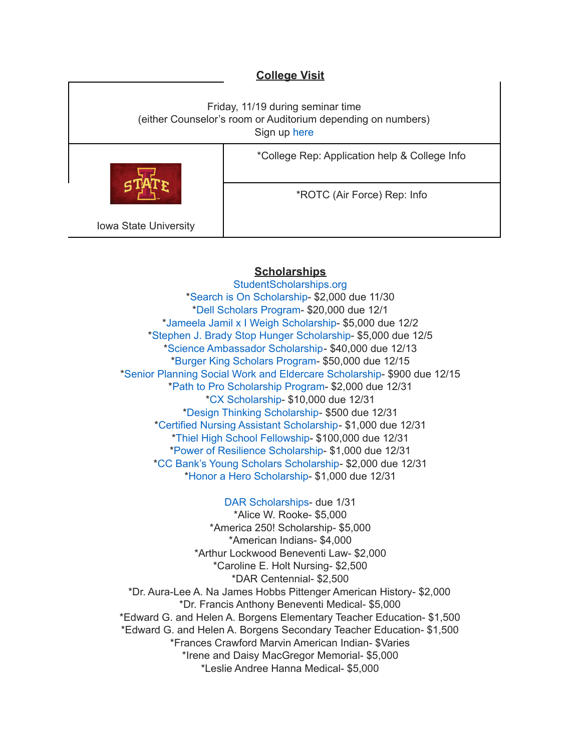## College Visit

<table>
<tr><td colspan="2">Friday, 11/19 during seminar time<br>(either Counselor's room or Auditorium depending on numbers)<br>Sign up here</td></tr>
<tr><td rowspan="2">Iowa State University</td><td>*College Rep: Application help & College Info</td></tr>
<tr><td>*ROTC (Air Force) Rep: Info</td></tr>
</table>

## Scholarships

StudentScholarships.org

*Search is On Scholarship- $2,000 due 11/30
*Dell Scholars Program- $20,000 due 12/1
*Jameela Jamil x I Weigh Scholarship- $5,000 due 12/2
*Stephen J. Brady Stop Hunger Scholarship- $5,000 due 12/5
*Science Ambassador Scholarship- $40,000 due 12/13
*Burger King Scholars Program- $50,000 due 12/15
*Senior Planning Social Work and Eldercare Scholarship- $900 due 12/15
*Path to Pro Scholarship Program- $2,000 due 12/31
*CX Scholarship- $10,000 due 12/31
*Design Thinking Scholarship- $500 due 12/31
*Certified Nursing Assistant Scholarship- $1,000 due 12/31
*Thiel High School Fellowship- $100,000 due 12/31
*Power of Resilience Scholarship- $1,000 due 12/31
*CC Bank's Young Scholars Scholarship- $2,000 due 12/31
*Honor a Hero Scholarship- $1,000 due 12/31

DAR Scholarships- due 1/31

*Alice W. Rooke- $5,000
*America 250! Scholarship- $5,000
*American Indians- $4,000
*Arthur Lockwood Beneventi Law- $2,000
*Caroline E. Holt Nursing- $2,500
*DAR Centennial- $2,500
*Dr. Aura-Lee A. Na James Hobbs Pittenger American History- $2,000
*Dr. Francis Anthony Beneventi Medical- $5,000
*Edward G. and Helen A. Borgens Elementary Teacher Education- $1,500
*Edward G. and Helen A. Borgens Secondary Teacher Education- $1,500
*Frances Crawford Marvin American Indian- $Varies
*Irene and Daisy MacGregor Memorial- $5,000
*Leslie Andree Hanna Medical- $5,000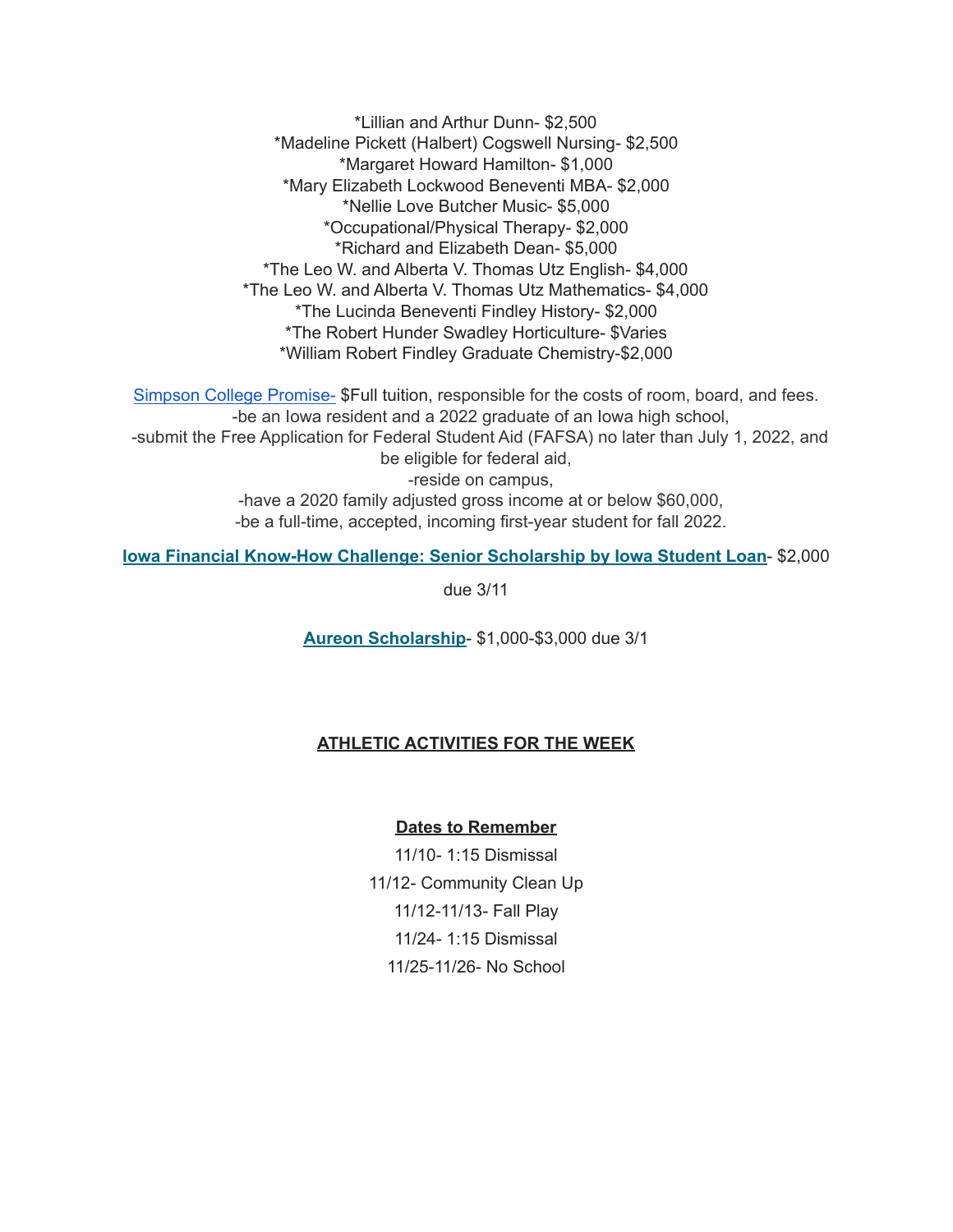*Lillian and Arthur Dunn- $2,500
*Madeline Pickett (Halbert) Cogswell Nursing- $2,500
*Margaret Howard Hamilton- $1,000
*Mary Elizabeth Lockwood Beneventi MBA- $2,000
*Nellie Love Butcher Music- $5,000
*Occupational/Physical Therapy- $2,000
*Richard and Elizabeth Dean- $5,000
*The Leo W. and Alberta V. Thomas Utz English- $4,000
*The Leo W. and Alberta V. Thomas Utz Mathematics- $4,000
*The Lucinda Beneventi Findley History- $2,000
*The Robert Hunder Swadley Horticulture- $Varies
*William Robert Findley Graduate Chemistry-$2,000

Simpson College Promise- $Full tuition, responsible for the costs of room, board, and fees.
-be an Iowa resident and a 2022 graduate of an Iowa high school,
-submit the Free Application for Federal Student Aid (FAFSA) no later than July 1, 2022, and be eligible for federal aid,
-reside on campus,
-have a 2020 family adjusted gross income at or below $60,000,
-be a full-time, accepted, incoming first-year student for fall 2022.

**Iowa Financial Know-How Challenge: Senior Scholarship by Iowa Student Loan**- $2,000

due 3/11

**Aureon Scholarship**- $1,000-$3,000 due 3/1

**ATHLETIC ACTIVITIES FOR THE WEEK**

**Dates to Remember**

11/10- 1:15 Dismissal

11/12- Community Clean Up

11/12-11/13- Fall Play

11/24- 1:15 Dismissal

11/25-11/26- No School